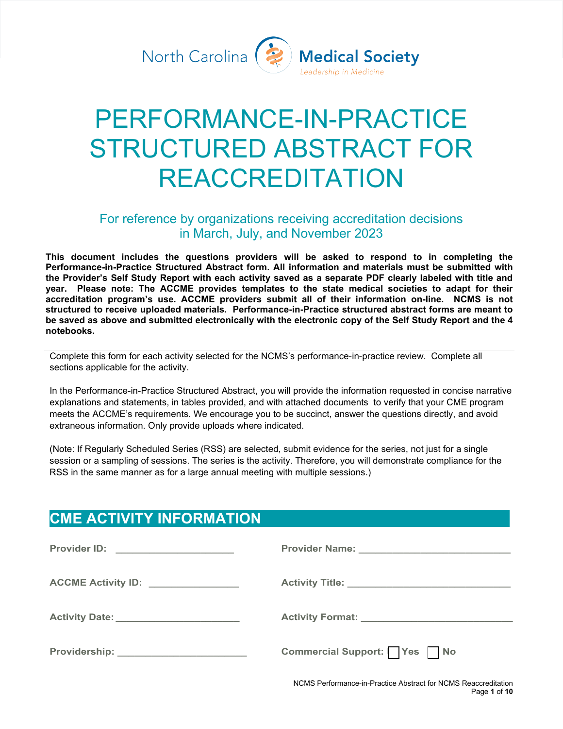North Carolina Medical Society
Leadership in Medicine

# PERFORMANCE-IN-PRACTICE STRUCTURED ABSTRACT FOR REACCREDITATION

## For reference by organizations receiving accreditation decisions in March, July, and November 2023

**This document includes the questions providers will be asked to respond to in completing the Performance-in-Practice Structured Abstract form. All information and materials must be submitted with the Provider's Self Study Report with each activity saved as a separate PDF clearly labeled with title and year. Please note: The ACCME provides templates to the state medical societies to adapt for their accreditation program's use. ACCME providers submit all of their information on-line. NCMS is not structured to receive uploaded materials. Performance-in-Practice structured abstract forms are meant to be saved as above and submitted electronically with the electronic copy of the Self Study Report and the 4 notebooks.**

Complete this form for each activity selected for the NCMS's performance-in-practice review. Complete all sections applicable for the activity.

In the Performance-in-Practice Structured Abstract, you will provide the information requested in concise narrative explanations and statements, in tables provided, and with attached documents to verify that your CME program meets the ACCME's requirements. We encourage you to be succinct, answer the questions directly, and avoid extraneous information. Only provide uploads where indicated.

(Note: If Regularly Scheduled Series (RSS) are selected, submit evidence for the series, not just for a single session or a sampling of sessions. The series is the activity. Therefore, you will demonstrate compliance for the RSS in the same manner as for a large annual meeting with multiple sessions.)

## CME ACTIVITY INFORMATION

**Provider ID:** ____________________ **Provider Name:** ____________________

**ACCME Activity ID:** ____________________ **Activity Title:** ____________________

**Activity Date:** ____________________ **Activity Format:** ____________________

**Providership:** ____________________ **Commercial Support:** ☐ Yes ☐ No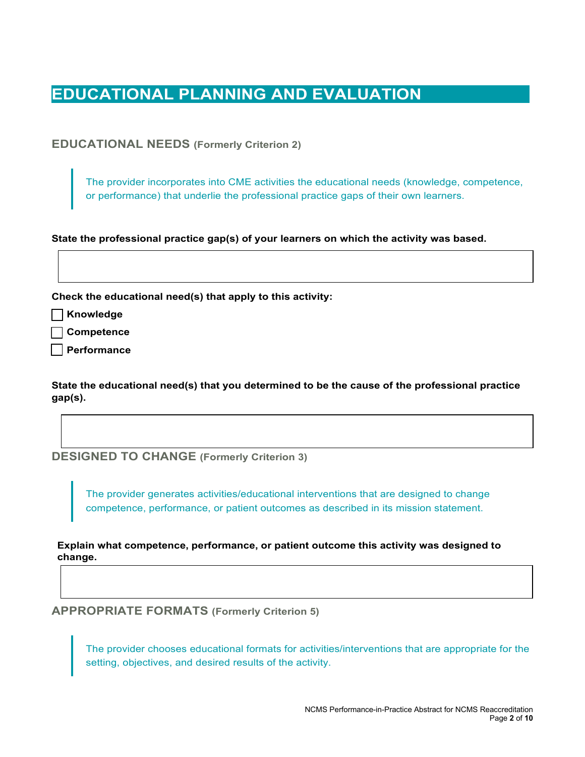# EDUCATIONAL PLANNING AND EVALUATION

## EDUCATIONAL NEEDS (Formerly Criterion 2)

> The provider incorporates into CME activities the educational needs (knowledge, competence, or performance) that underlie the professional practice gaps of their own learners.

**State the professional practice gap(s) of your learners on which the activity was based.**

**Check the educational need(s) that apply to this activity:**

- [ ] **Knowledge**
- [ ] **Competence**
- [ ] **Performance**

**State the educational need(s) that you determined to be the cause of the professional practice gap(s).**

## DESIGNED TO CHANGE (Formerly Criterion 3)

> The provider generates activities/educational interventions that are designed to change competence, performance, or patient outcomes as described in its mission statement.

**Explain what competence, performance, or patient outcome this activity was designed to change.**

## APPROPRIATE FORMATS (Formerly Criterion 5)

> The provider chooses educational formats for activities/interventions that are appropriate for the setting, objectives, and desired results of the activity.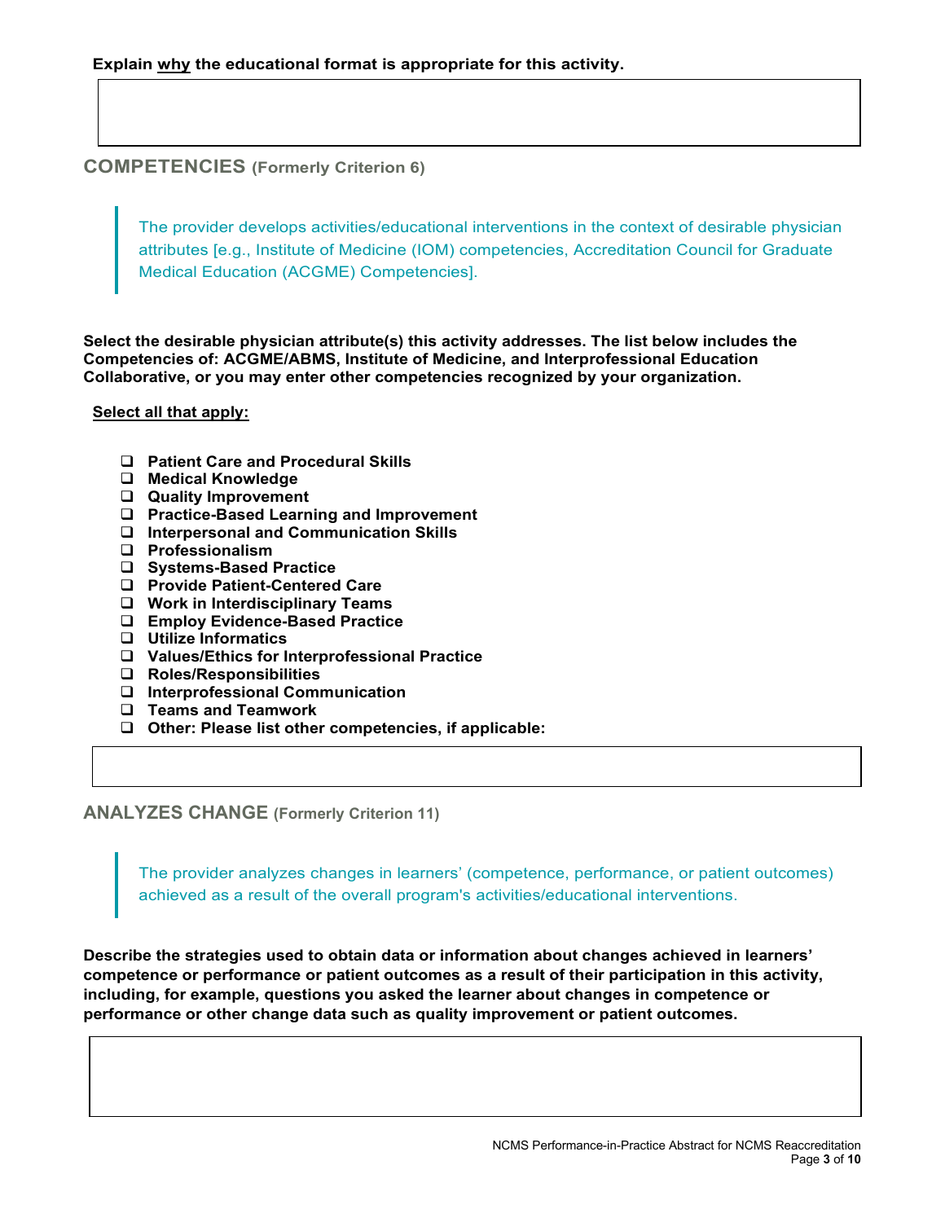**Explain <u>why</u> the educational format is appropriate for this activity.**

## COMPETENCIES (Formerly Criterion 6)

> The provider develops activities/educational interventions in the context of desirable physician attributes [e.g., Institute of Medicine (IOM) competencies, Accreditation Council for Graduate Medical Education (ACGME) Competencies].

**Select the desirable physician attribute(s) this activity addresses. The list below includes the Competencies of: ACGME/ABMS, Institute of Medicine, and Interprofessional Education Collaborative, or you may enter other competencies recognized by your organization.**

**<u>Select all that apply:</u>**

- ❑ **Patient Care and Procedural Skills**
- ❑ **Medical Knowledge**
- ❑ **Quality Improvement**
- ❑ **Practice-Based Learning and Improvement**
- ❑ **Interpersonal and Communication Skills**
- ❑ **Professionalism**
- ❑ **Systems-Based Practice**
- ❑ **Provide Patient-Centered Care**
- ❑ **Work in Interdisciplinary Teams**
- ❑ **Employ Evidence-Based Practice**
- ❑ **Utilize Informatics**
- ❑ **Values/Ethics for Interprofessional Practice**
- ❑ **Roles/Responsibilities**
- ❑ **Interprofessional Communication**
- ❑ **Teams and Teamwork**
- ❑ **Other: Please list other competencies, if applicable:**

## ANALYZES CHANGE (Formerly Criterion 11)

> The provider analyzes changes in learners' (competence, performance, or patient outcomes) achieved as a result of the overall program's activities/educational interventions.

**Describe the strategies used to obtain data or information about changes achieved in learners' competence or performance or patient outcomes as a result of their participation in this activity, including, for example, questions you asked the learner about changes in competence or performance or other change data such as quality improvement or patient outcomes.**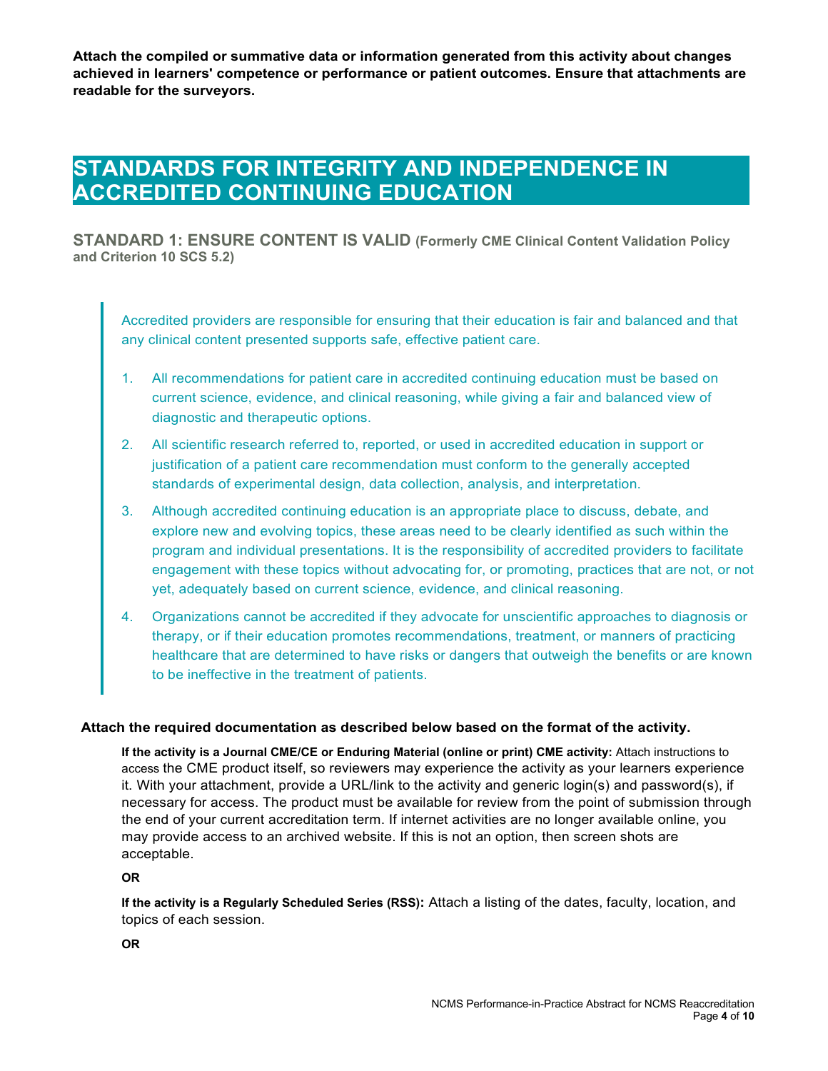**Attach the compiled or summative data or information generated from this activity about changes achieved in learners' competence or performance or patient outcomes. Ensure that attachments are readable for the surveyors.**

# STANDARDS FOR INTEGRITY AND INDEPENDENCE IN ACCREDITED CONTINUING EDUCATION

## STANDARD 1: ENSURE CONTENT IS VALID (Formerly CME Clinical Content Validation Policy and Criterion 10 SCS 5.2)

> Accredited providers are responsible for ensuring that their education is fair and balanced and that any clinical content presented supports safe, effective patient care.
>
> 1. All recommendations for patient care in accredited continuing education must be based on current science, evidence, and clinical reasoning, while giving a fair and balanced view of diagnostic and therapeutic options.
> 2. All scientific research referred to, reported, or used in accredited education in support or justification of a patient care recommendation must conform to the generally accepted standards of experimental design, data collection, analysis, and interpretation.
> 3. Although accredited continuing education is an appropriate place to discuss, debate, and explore new and evolving topics, these areas need to be clearly identified as such within the program and individual presentations. It is the responsibility of accredited providers to facilitate engagement with these topics without advocating for, or promoting, practices that are not, or not yet, adequately based on current science, evidence, and clinical reasoning.
> 4. Organizations cannot be accredited if they advocate for unscientific approaches to diagnosis or therapy, or if their education promotes recommendations, treatment, or manners of practicing healthcare that are determined to have risks or dangers that outweigh the benefits or are known to be ineffective in the treatment of patients.

**Attach the required documentation as described below based on the format of the activity.**

**If the activity is a Journal CME/CE or Enduring Material (online or print) CME activity:** Attach instructions to access the CME product itself, so reviewers may experience the activity as your learners experience it. With your attachment, provide a URL/link to the activity and generic login(s) and password(s), if necessary for access. The product must be available for review from the point of submission through the end of your current accreditation term. If internet activities are no longer available online, you may provide access to an archived website. If this is not an option, then screen shots are acceptable.

**OR**

**If the activity is a Regularly Scheduled Series (RSS):** Attach a listing of the dates, faculty, location, and topics of each session.

**OR**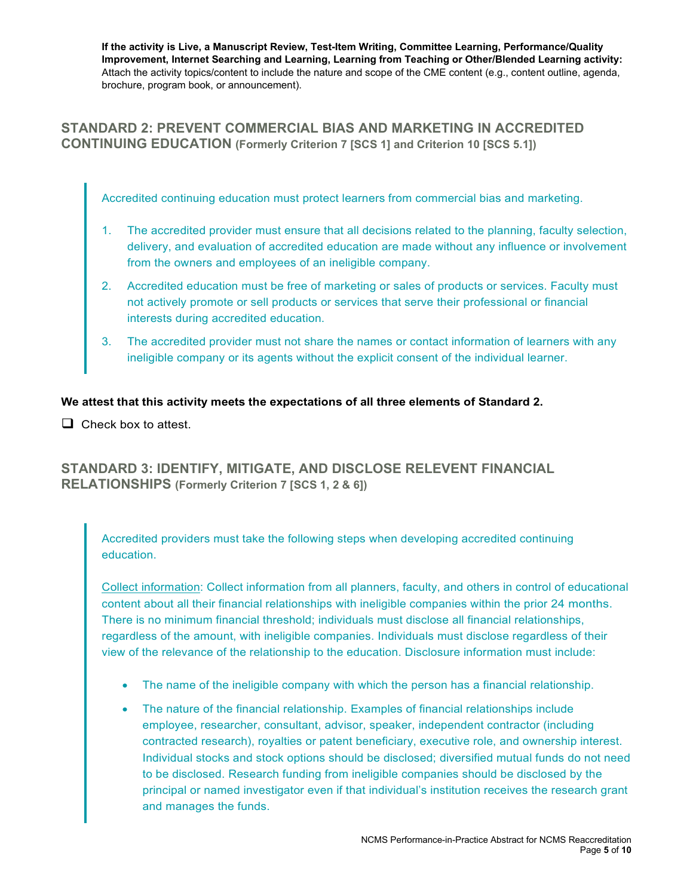**If the activity is Live, a Manuscript Review, Test-Item Writing, Committee Learning, Performance/Quality Improvement, Internet Searching and Learning, Learning from Teaching or Other/Blended Learning activity:** Attach the activity topics/content to include the nature and scope of the CME content (e.g., content outline, agenda, brochure, program book, or announcement).

## STANDARD 2: PREVENT COMMERCIAL BIAS AND MARKETING IN ACCREDITED CONTINUING EDUCATION (Formerly Criterion 7 [SCS 1] and Criterion 10 [SCS 5.1])

> Accredited continuing education must protect learners from commercial bias and marketing.
>
> 1. The accredited provider must ensure that all decisions related to the planning, faculty selection, delivery, and evaluation of accredited education are made without any influence or involvement from the owners and employees of an ineligible company.
> 2. Accredited education must be free of marketing or sales of products or services. Faculty must not actively promote or sell products or services that serve their professional or financial interests during accredited education.
> 3. The accredited provider must not share the names or contact information of learners with any ineligible company or its agents without the explicit consent of the individual learner.

**We attest that this activity meets the expectations of all three elements of Standard 2.**

☐ Check box to attest.

## STANDARD 3: IDENTIFY, MITIGATE, AND DISCLOSE RELEVENT FINANCIAL RELATIONSHIPS (Formerly Criterion 7 [SCS 1, 2 & 6])

> Accredited providers must take the following steps when developing accredited continuing education.
>
> Collect information: Collect information from all planners, faculty, and others in control of educational content about all their financial relationships with ineligible companies within the prior 24 months. There is no minimum financial threshold; individuals must disclose all financial relationships, regardless of the amount, with ineligible companies. Individuals must disclose regardless of their view of the relevance of the relationship to the education. Disclosure information must include:
>
> - The name of the ineligible company with which the person has a financial relationship.
> - The nature of the financial relationship. Examples of financial relationships include employee, researcher, consultant, advisor, speaker, independent contractor (including contracted research), royalties or patent beneficiary, executive role, and ownership interest. Individual stocks and stock options should be disclosed; diversified mutual funds do not need to be disclosed. Research funding from ineligible companies should be disclosed by the principal or named investigator even if that individual's institution receives the research grant and manages the funds.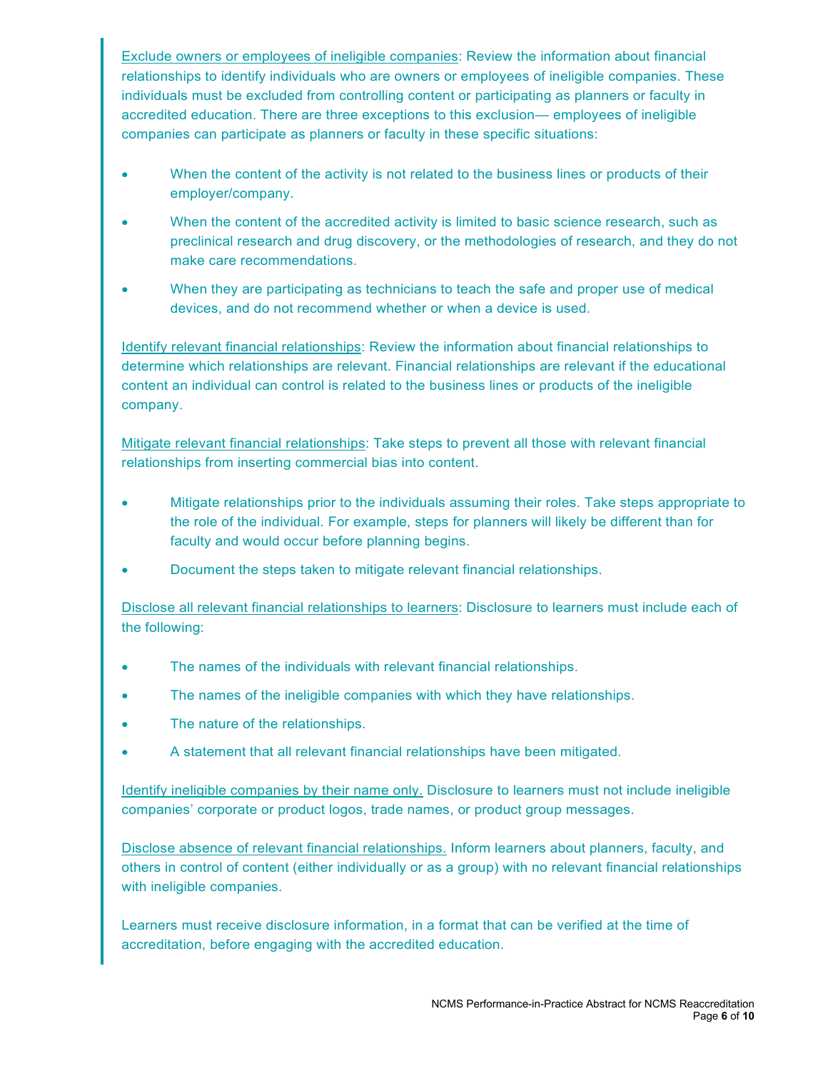<u>Exclude owners or employees of ineligible companies</u>: Review the information about financial relationships to identify individuals who are owners or employees of ineligible companies. These individuals must be excluded from controlling content or participating as planners or faculty in accredited education. There are three exceptions to this exclusion— employees of ineligible companies can participate as planners or faculty in these specific situations:

- When the content of the activity is not related to the business lines or products of their employer/company.
- When the content of the accredited activity is limited to basic science research, such as preclinical research and drug discovery, or the methodologies of research, and they do not make care recommendations.
- When they are participating as technicians to teach the safe and proper use of medical devices, and do not recommend whether or when a device is used.

<u>Identify relevant financial relationships</u>: Review the information about financial relationships to determine which relationships are relevant. Financial relationships are relevant if the educational content an individual can control is related to the business lines or products of the ineligible company.

<u>Mitigate relevant financial relationships</u>: Take steps to prevent all those with relevant financial relationships from inserting commercial bias into content.

- Mitigate relationships prior to the individuals assuming their roles. Take steps appropriate to the role of the individual. For example, steps for planners will likely be different than for faculty and would occur before planning begins.
- Document the steps taken to mitigate relevant financial relationships.

<u>Disclose all relevant financial relationships to learners</u>: Disclosure to learners must include each of the following:

- The names of the individuals with relevant financial relationships.
- The names of the ineligible companies with which they have relationships.
- The nature of the relationships.
- A statement that all relevant financial relationships have been mitigated.

<u>Identify ineligible companies by their name only.</u> Disclosure to learners must not include ineligible companies' corporate or product logos, trade names, or product group messages.

<u>Disclose absence of relevant financial relationships.</u> Inform learners about planners, faculty, and others in control of content (either individually or as a group) with no relevant financial relationships with ineligible companies.

Learners must receive disclosure information, in a format that can be verified at the time of accreditation, before engaging with the accredited education.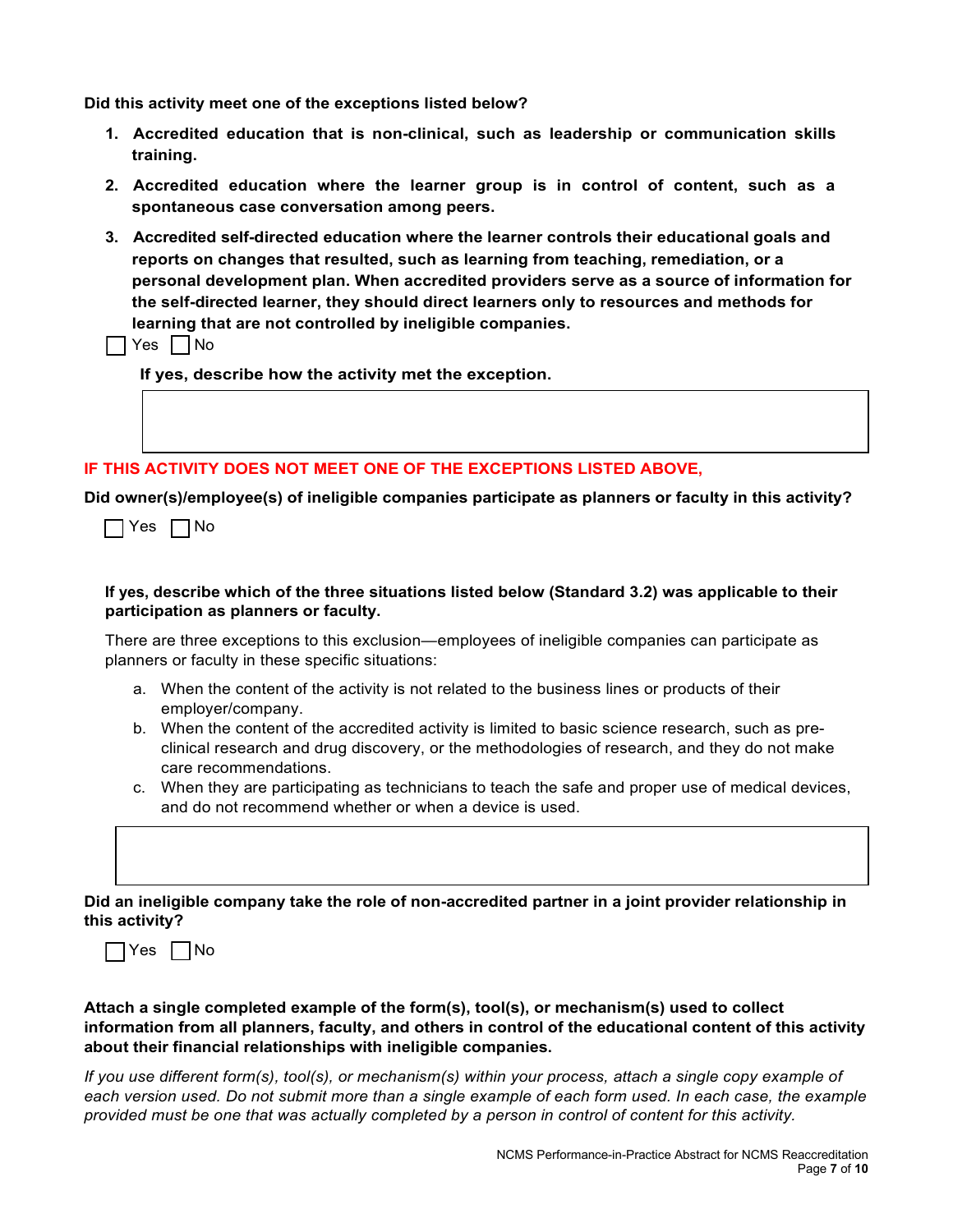**Did this activity meet one of the exceptions listed below?**

1. **Accredited education that is non-clinical, such as leadership or communication skills training.**
2. **Accredited education where the learner group is in control of content, such as a spontaneous case conversation among peers.**
3. **Accredited self-directed education where the learner controls their educational goals and reports on changes that resulted, such as learning from teaching, remediation, or a personal development plan. When accredited providers serve as a source of information for the self-directed learner, they should direct learners only to resources and methods for learning that are not controlled by ineligible companies.**

☐ Yes ☐ No

**If yes, describe how the activity met the exception.**

| |
|---|
| |

**IF THIS ACTIVITY DOES NOT MEET ONE OF THE EXCEPTIONS LISTED ABOVE,**

**Did owner(s)/employee(s) of ineligible companies participate as planners or faculty in this activity?**

☐ Yes ☐ No

**If yes, describe which of the three situations listed below (Standard 3.2) was applicable to their participation as planners or faculty.**

There are three exceptions to this exclusion—employees of ineligible companies can participate as planners or faculty in these specific situations:

a. When the content of the activity is not related to the business lines or products of their employer/company.
b. When the content of the accredited activity is limited to basic science research, such as pre-clinical research and drug discovery, or the methodologies of research, and they do not make care recommendations.
c. When they are participating as technicians to teach the safe and proper use of medical devices, and do not recommend whether or when a device is used.

| |
|---|
| |

**Did an ineligible company take the role of non-accredited partner in a joint provider relationship in this activity?**

☐ Yes ☐ No

**Attach a single completed example of the form(s), tool(s), or mechanism(s) used to collect information from all planners, faculty, and others in control of the educational content of this activity about their financial relationships with ineligible companies.**

*If you use different form(s), tool(s), or mechanism(s) within your process, attach a single copy example of each version used. Do not submit more than a single example of each form used. In each case, the example provided must be one that was actually completed by a person in control of content for this activity.*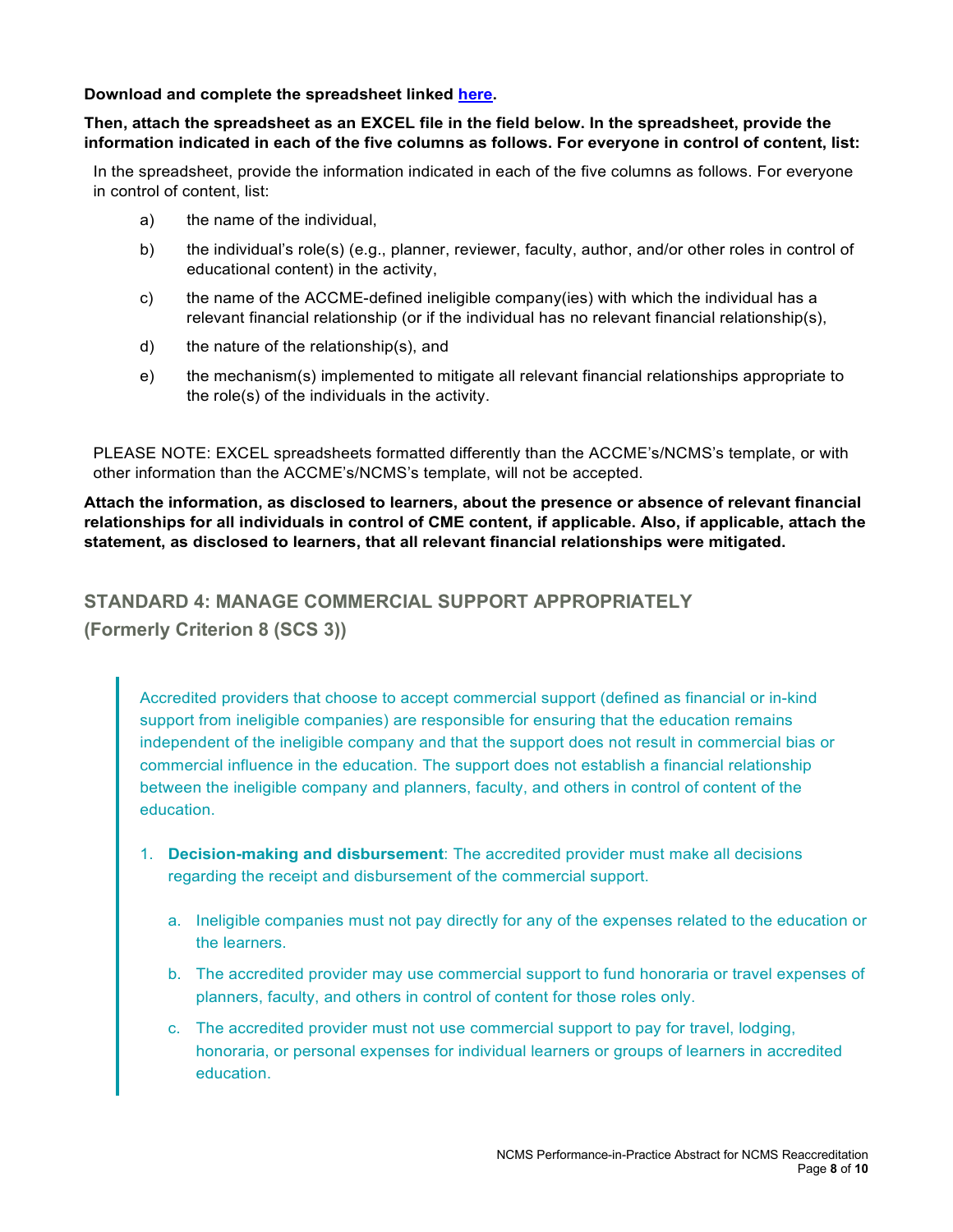**Download and complete the spreadsheet linked [here](here).**

**Then, attach the spreadsheet as an EXCEL file in the field below. In the spreadsheet, provide the information indicated in each of the five columns as follows. For everyone in control of content, list:**

In the spreadsheet, provide the information indicated in each of the five columns as follows. For everyone in control of content, list:

a) the name of the individual,

b) the individual's role(s) (e.g., planner, reviewer, faculty, author, and/or other roles in control of educational content) in the activity,

c) the name of the ACCME-defined ineligible company(ies) with which the individual has a relevant financial relationship (or if the individual has no relevant financial relationship(s),

d) the nature of the relationship(s), and

e) the mechanism(s) implemented to mitigate all relevant financial relationships appropriate to the role(s) of the individuals in the activity.

PLEASE NOTE: EXCEL spreadsheets formatted differently than the ACCME's/NCMS's template, or with other information than the ACCME's/NCMS's template, will not be accepted.

**Attach the information, as disclosed to learners, about the presence or absence of relevant financial relationships for all individuals in control of CME content, if applicable. Also, if applicable, attach the statement, as disclosed to learners, that all relevant financial relationships were mitigated.**

## STANDARD 4: MANAGE COMMERCIAL SUPPORT APPROPRIATELY
## (Formerly Criterion 8 (SCS 3))

> Accredited providers that choose to accept commercial support (defined as financial or in-kind support from ineligible companies) are responsible for ensuring that the education remains independent of the ineligible company and that the support does not result in commercial bias or commercial influence in the education. The support does not establish a financial relationship between the ineligible company and planners, faculty, and others in control of content of the education.
>
> 1. **Decision-making and disbursement**: The accredited provider must make all decisions regarding the receipt and disbursement of the commercial support.
>
>    a. Ineligible companies must not pay directly for any of the expenses related to the education or the learners.
>
>    b. The accredited provider may use commercial support to fund honoraria or travel expenses of planners, faculty, and others in control of content for those roles only.
>
>    c. The accredited provider must not use commercial support to pay for travel, lodging, honoraria, or personal expenses for individual learners or groups of learners in accredited education.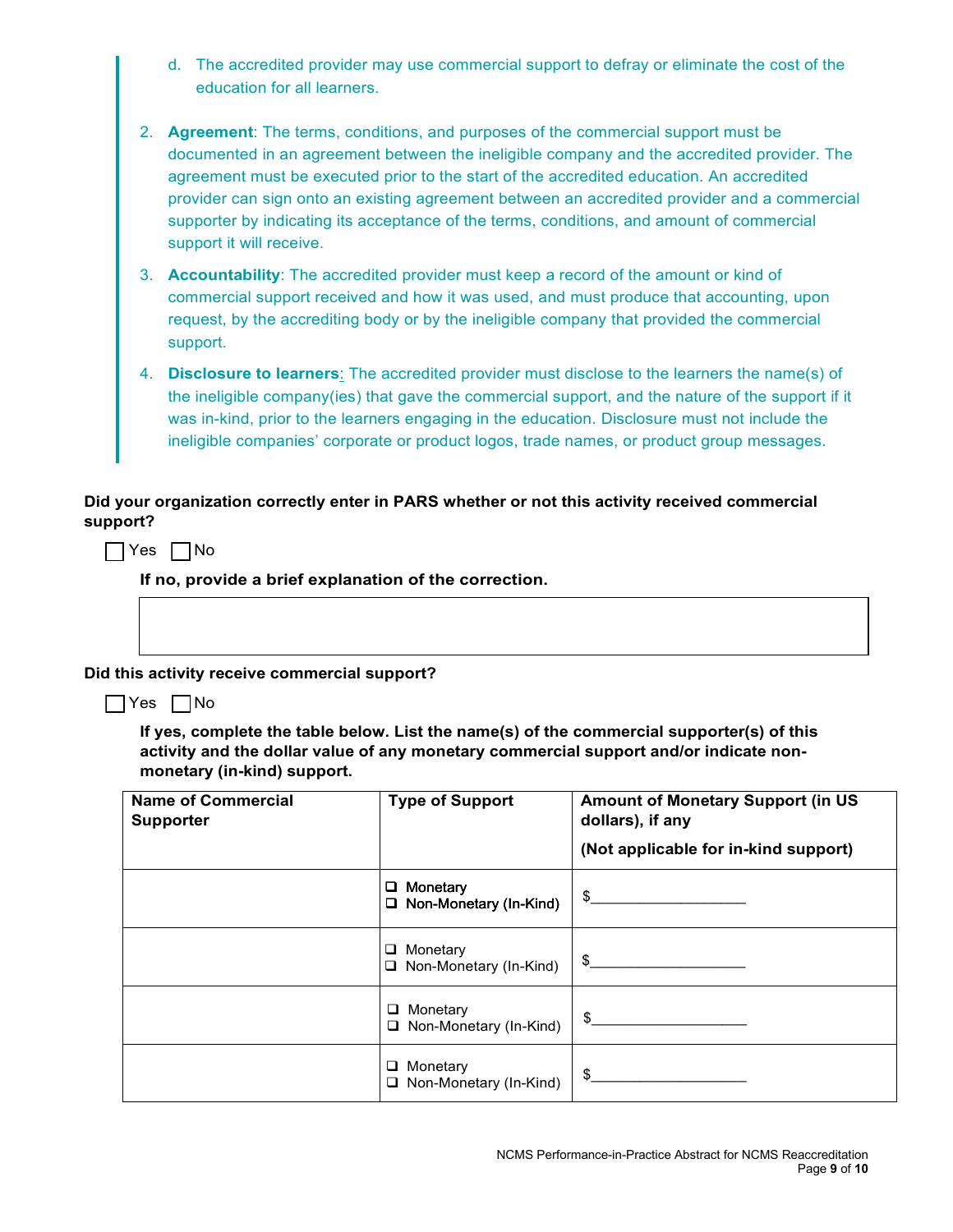d. The accredited provider may use commercial support to defray or eliminate the cost of the education for all learners.

2. **Agreement**: The terms, conditions, and purposes of the commercial support must be documented in an agreement between the ineligible company and the accredited provider. The agreement must be executed prior to the start of the accredited education. An accredited provider can sign onto an existing agreement between an accredited provider and a commercial supporter by indicating its acceptance of the terms, conditions, and amount of commercial support it will receive.
3. **Accountability**: The accredited provider must keep a record of the amount or kind of commercial support received and how it was used, and must produce that accounting, upon request, by the accrediting body or by the ineligible company that provided the commercial support.
4. **Disclosure to learners**: The accredited provider must disclose to the learners the name(s) of the ineligible company(ies) that gave the commercial support, and the nature of the support if it was in-kind, prior to the learners engaging in the education. Disclosure must not include the ineligible companies' corporate or product logos, trade names, or product group messages.

**Did your organization correctly enter in PARS whether or not this activity received commercial support?**

☐ Yes ☐ No

**If no, provide a brief explanation of the correction.**

| |
|---|
| |

**Did this activity receive commercial support?**

☐ Yes ☐ No

**If yes, complete the table below. List the name(s) of the commercial supporter(s) of this activity and the dollar value of any monetary commercial support and/or indicate non-monetary (in-kind) support.**

| Name of Commercial Supporter | Type of Support | Amount of Monetary Support (in US dollars), if any (Not applicable for in-kind support) |
|---|---|---|
| | ☐ Monetary<br>☐ Non-Monetary (In-Kind) | $___________________ |
| | ☐ Monetary<br>☐ Non-Monetary (In-Kind) | $___________________ |
| | ☐ Monetary<br>☐ Non-Monetary (In-Kind) | $___________________ |
| | ☐ Monetary<br>☐ Non-Monetary (In-Kind) | $___________________ |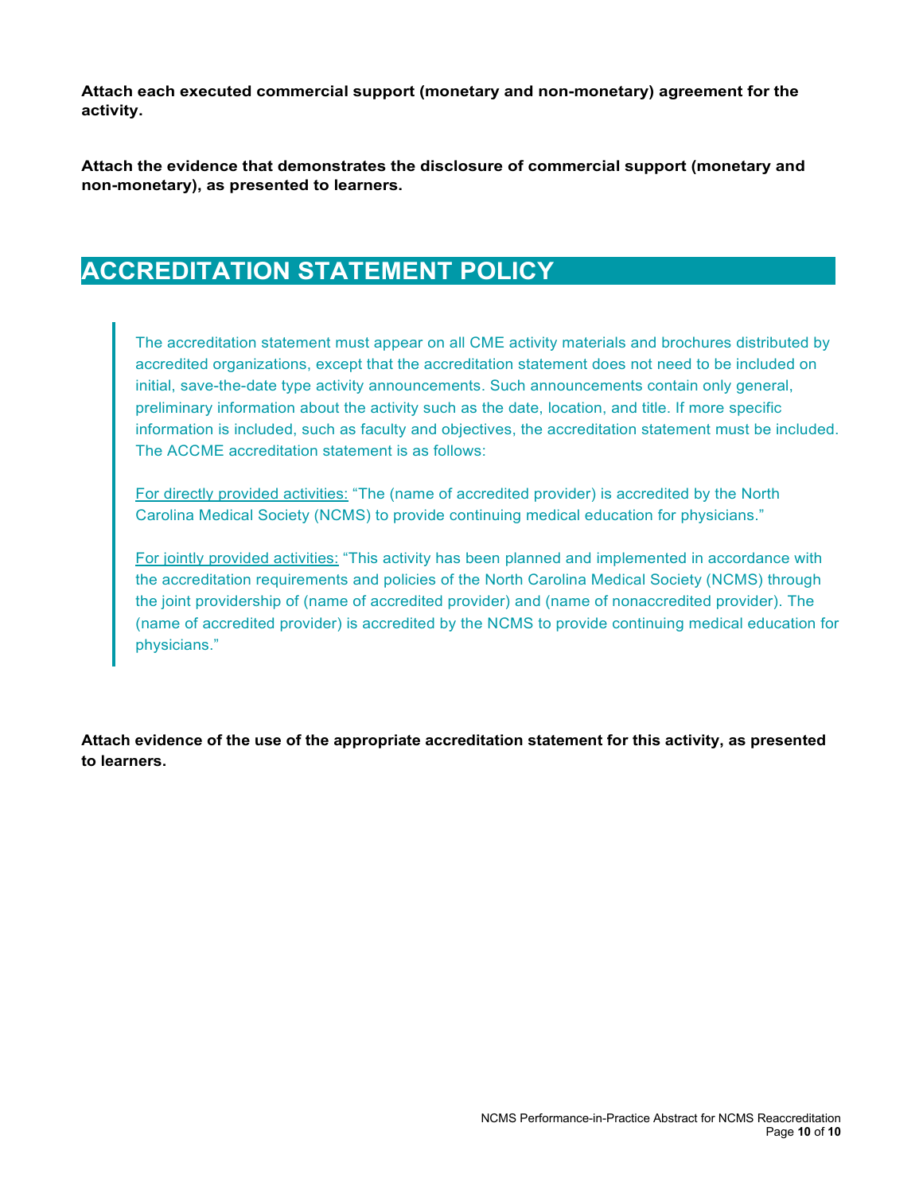**Attach each executed commercial support (monetary and non-monetary) agreement for the activity.**

**Attach the evidence that demonstrates the disclosure of commercial support (monetary and non-monetary), as presented to learners.**

# ACCREDITATION STATEMENT POLICY

> The accreditation statement must appear on all CME activity materials and brochures distributed by accredited organizations, except that the accreditation statement does not need to be included on initial, save-the-date type activity announcements. Such announcements contain only general, preliminary information about the activity such as the date, location, and title. If more specific information is included, such as faculty and objectives, the accreditation statement must be included. The ACCME accreditation statement is as follows:
>
> For directly provided activities: "The (name of accredited provider) is accredited by the North Carolina Medical Society (NCMS) to provide continuing medical education for physicians."
>
> For jointly provided activities: "This activity has been planned and implemented in accordance with the accreditation requirements and policies of the North Carolina Medical Society (NCMS) through the joint providership of (name of accredited provider) and (name of nonaccredited provider). The (name of accredited provider) is accredited by the NCMS to provide continuing medical education for physicians."

**Attach evidence of the use of the appropriate accreditation statement for this activity, as presented to learners.**